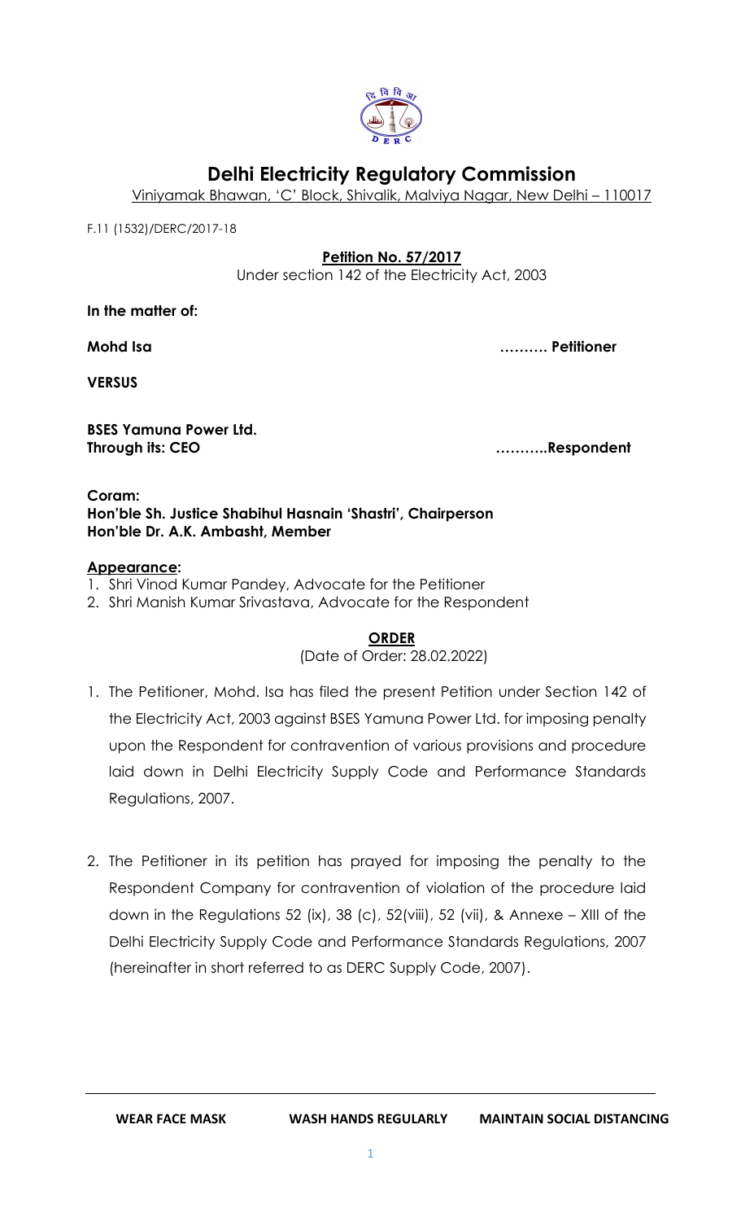# Delhi Electricity Regulatory Commission

Viniyamak Bhawan, 'C' Block, Shivalik, Malviya Nagar, New Delhi – 110017

F.11 (1532)/DERC/2017-18

**Petition No. 57/2017**

Under section 142 of the Electricity Act, 2003

**In the matter of:**

**Mohd Isa** **………. Petitioner**

**VERSUS**

**BSES Yamuna Power Ltd.**
**Through its: CEO** **………..Respondent**

**Coram:**
**Hon'ble Sh. Justice Shabihul Hasnain 'Shastri', Chairperson**
**Hon'ble Dr. A.K. Ambasht, Member**

**Appearance:**

1. Shri Vinod Kumar Pandey, Advocate for the Petitioner
2. Shri Manish Kumar Srivastava, Advocate for the Respondent

**ORDER**

(Date of Order: 28.02.2022)

1. The Petitioner, Mohd. Isa has filed the present Petition under Section 142 of the Electricity Act, 2003 against BSES Yamuna Power Ltd. for imposing penalty upon the Respondent for contravention of various provisions and procedure laid down in Delhi Electricity Supply Code and Performance Standards Regulations, 2007.

2. The Petitioner in its petition has prayed for imposing the penalty to the Respondent Company for contravention of violation of the procedure laid down in the Regulations 52 (ix), 38 (c), 52(viii), 52 (vii), & Annexe – XIII of the Delhi Electricity Supply Code and Performance Standards Regulations, 2007 (hereinafter in short referred to as DERC Supply Code, 2007).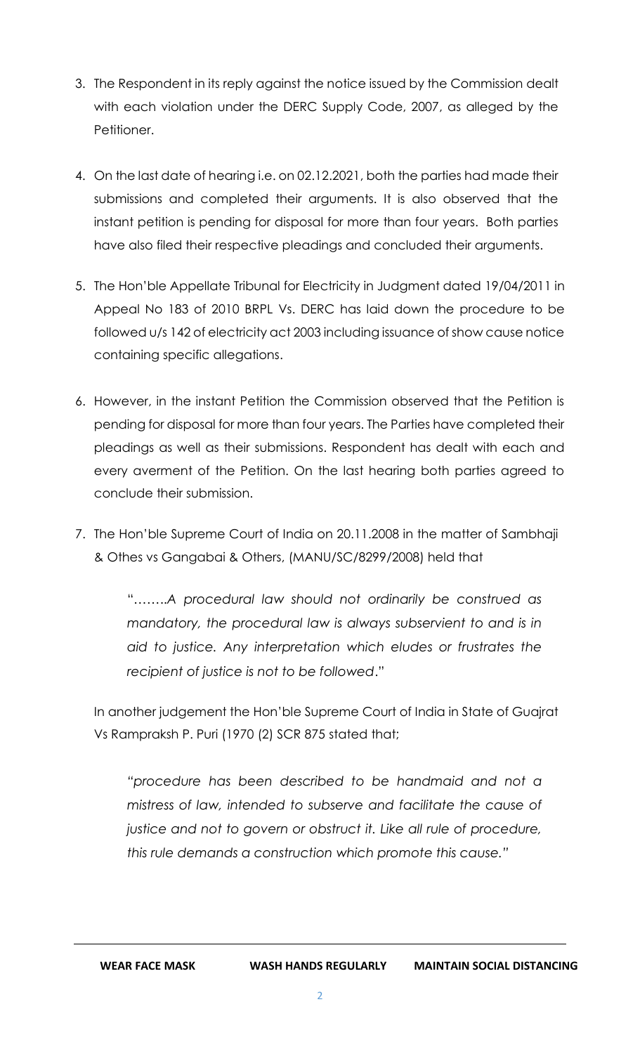3. The Respondent in its reply against the notice issued by the Commission dealt with each violation under the DERC Supply Code, 2007, as alleged by the Petitioner.

4. On the last date of hearing i.e. on 02.12.2021, both the parties had made their submissions and completed their arguments. It is also observed that the instant petition is pending for disposal for more than four years. Both parties have also filed their respective pleadings and concluded their arguments.

5. The Hon'ble Appellate Tribunal for Electricity in Judgment dated 19/04/2011 in Appeal No 183 of 2010 BRPL Vs. DERC has laid down the procedure to be followed u/s 142 of electricity act 2003 including issuance of show cause notice containing specific allegations.

6. However, in the instant Petition the Commission observed that the Petition is pending for disposal for more than four years. The Parties have completed their pleadings as well as their submissions. Respondent has dealt with each and every averment of the Petition. On the last hearing both parties agreed to conclude their submission.

7. The Hon'ble Supreme Court of India on 20.11.2008 in the matter of Sambhaji & Othes vs Gangabai & Others, (MANU/SC/8299/2008) held that

   "……..*A procedural law should not ordinarily be construed as mandatory, the procedural law is always subservient to and is in aid to justice. Any interpretation which eludes or frustrates the recipient of justice is not to be followed*."

   In another judgement the Hon'ble Supreme Court of India in State of Guajrat Vs Rampraksh P. Puri (1970 (2) SCR 875 stated that;

   *"procedure has been described to be handmaid and not a mistress of law, intended to subserve and facilitate the cause of justice and not to govern or obstruct it. Like all rule of procedure, this rule demands a construction which promote this cause."*

**WEAR FACE MASK** **WASH HANDS REGULARLY** **MAINTAIN SOCIAL DISTANCING**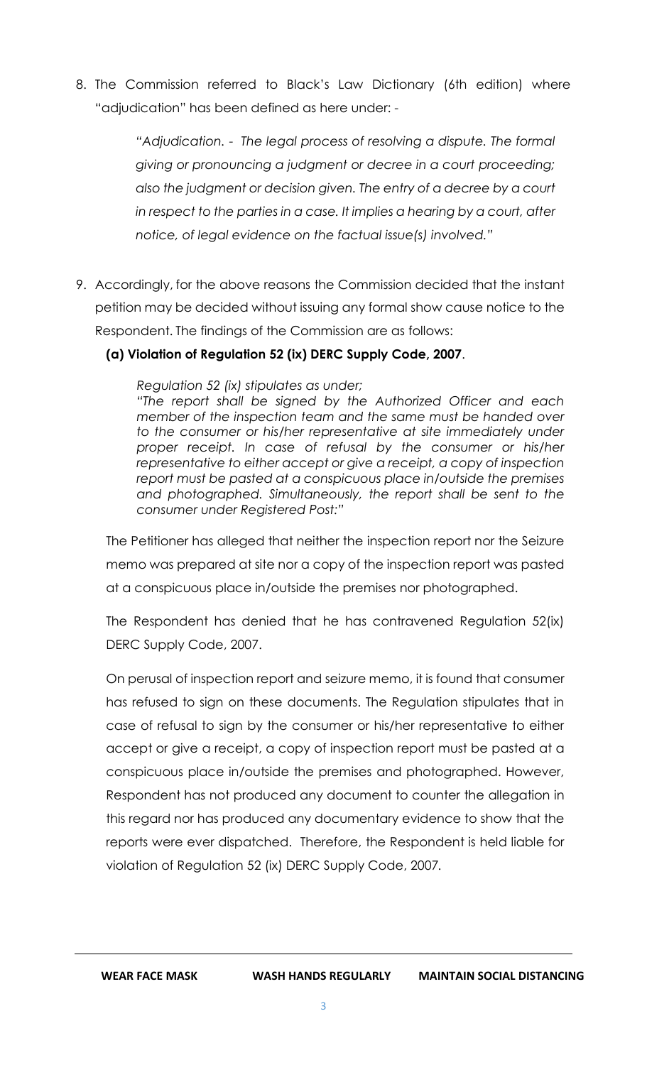8. The Commission referred to Black's Law Dictionary (6th edition) where "adjudication" has been defined as here under: -

   > *"Adjudication. - The legal process of resolving a dispute. The formal giving or pronouncing a judgment or decree in a court proceeding; also the judgment or decision given. The entry of a decree by a court in respect to the parties in a case. It implies a hearing by a court, after notice, of legal evidence on the factual issue(s) involved."*

9. Accordingly, for the above reasons the Commission decided that the instant petition may be decided without issuing any formal show cause notice to the Respondent. The findings of the Commission are as follows:

   **(a) Violation of Regulation 52 (ix) DERC Supply Code, 2007**.

   > *Regulation 52 (ix) stipulates as under;*
   > *"The report shall be signed by the Authorized Officer and each member of the inspection team and the same must be handed over to the consumer or his/her representative at site immediately under proper receipt. In case of refusal by the consumer or his/her representative to either accept or give a receipt, a copy of inspection report must be pasted at a conspicuous place in/outside the premises and photographed. Simultaneously, the report shall be sent to the consumer under Registered Post:"*

   The Petitioner has alleged that neither the inspection report nor the Seizure memo was prepared at site nor a copy of the inspection report was pasted at a conspicuous place in/outside the premises nor photographed.

   The Respondent has denied that he has contravened Regulation 52(ix) DERC Supply Code, 2007.

   On perusal of inspection report and seizure memo, it is found that consumer has refused to sign on these documents. The Regulation stipulates that in case of refusal to sign by the consumer or his/her representative to either accept or give a receipt, a copy of inspection report must be pasted at a conspicuous place in/outside the premises and photographed. However, Respondent has not produced any document to counter the allegation in this regard nor has produced any documentary evidence to show that the reports were ever dispatched. Therefore, the Respondent is held liable for violation of Regulation 52 (ix) DERC Supply Code, 2007.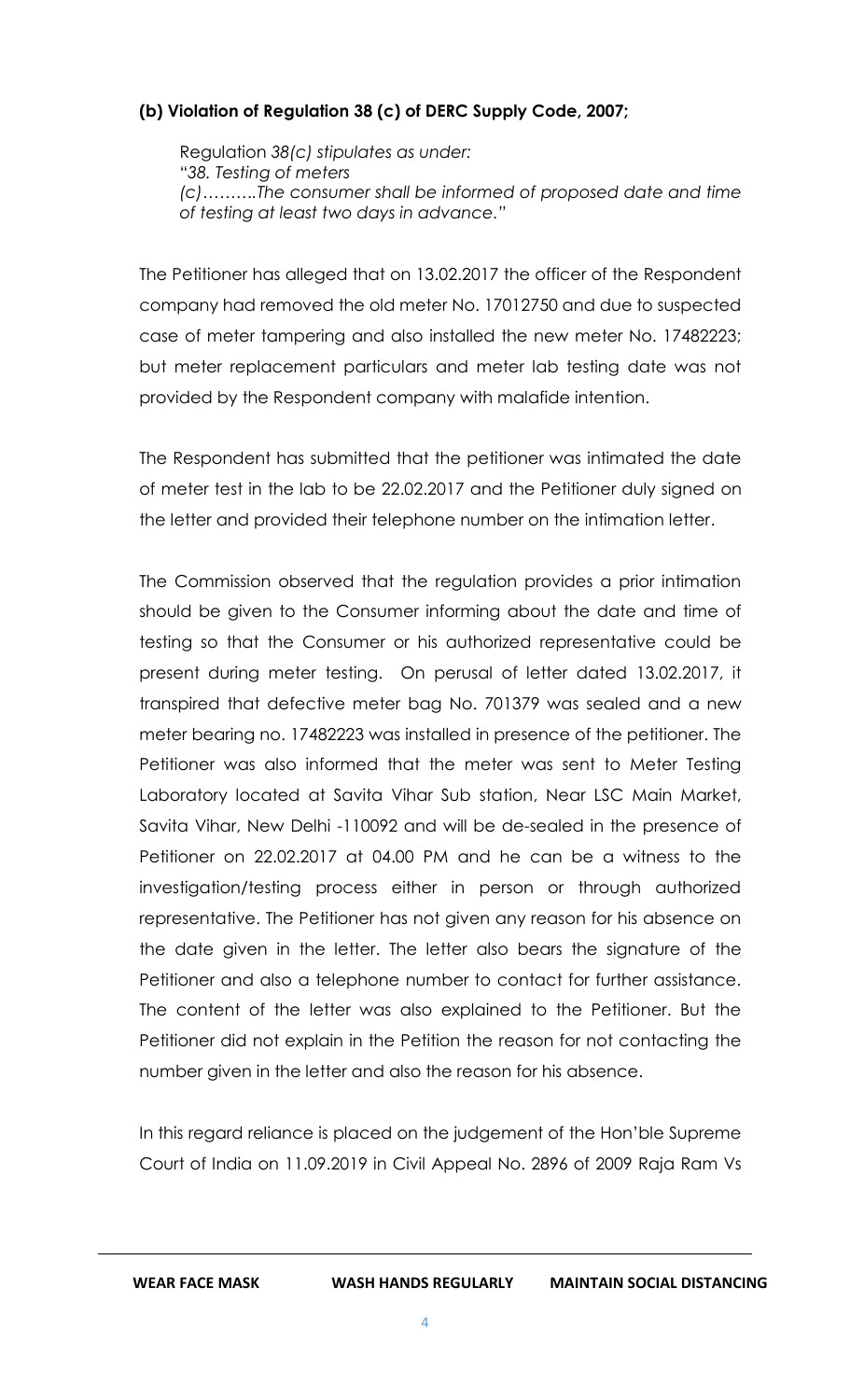**(b) Violation of Regulation 38 (c) of DERC Supply Code, 2007;**

> Regulation *38(c) stipulates as under:*
> *"38. Testing of meters*
> *(c)……….The consumer shall be informed of proposed date and time of testing at least two days in advance."*

The Petitioner has alleged that on 13.02.2017 the officer of the Respondent company had removed the old meter No. 17012750 and due to suspected case of meter tampering and also installed the new meter No. 17482223; but meter replacement particulars and meter lab testing date was not provided by the Respondent company with malafide intention.

The Respondent has submitted that the petitioner was intimated the date of meter test in the lab to be 22.02.2017 and the Petitioner duly signed on the letter and provided their telephone number on the intimation letter.

The Commission observed that the regulation provides a prior intimation should be given to the Consumer informing about the date and time of testing so that the Consumer or his authorized representative could be present during meter testing. On perusal of letter dated 13.02.2017, it transpired that defective meter bag No. 701379 was sealed and a new meter bearing no. 17482223 was installed in presence of the petitioner. The Petitioner was also informed that the meter was sent to Meter Testing Laboratory located at Savita Vihar Sub station, Near LSC Main Market, Savita Vihar, New Delhi -110092 and will be de-sealed in the presence of Petitioner on 22.02.2017 at 04.00 PM and he can be a witness to the investigation/testing process either in person or through authorized representative. The Petitioner has not given any reason for his absence on the date given in the letter. The letter also bears the signature of the Petitioner and also a telephone number to contact for further assistance. The content of the letter was also explained to the Petitioner. But the Petitioner did not explain in the Petition the reason for not contacting the number given in the letter and also the reason for his absence.

In this regard reliance is placed on the judgement of the Hon'ble Supreme Court of India on 11.09.2019 in Civil Appeal No. 2896 of 2009 Raja Ram Vs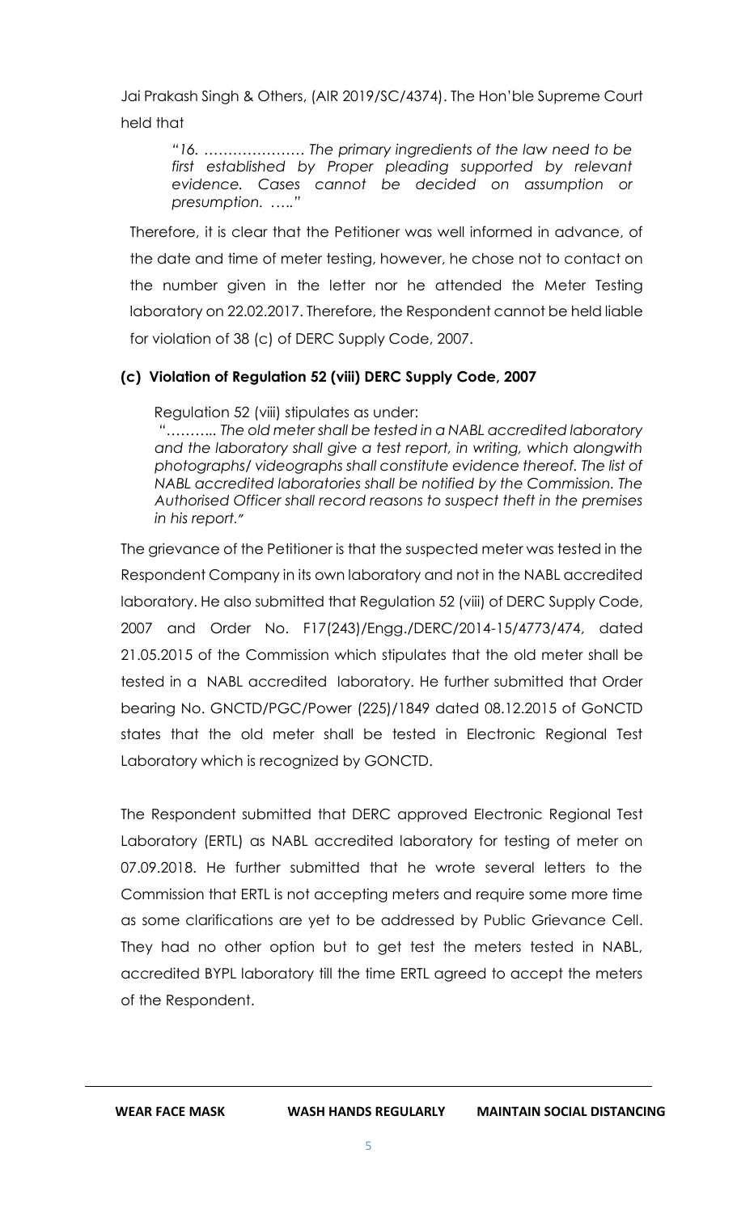Jai Prakash Singh & Others, (AIR 2019/SC/4374). The Hon'ble Supreme Court held that

> *"16. ………………… The primary ingredients of the law need to be first established by Proper pleading supported by relevant evidence. Cases cannot be decided on assumption or presumption. ….."*

Therefore, it is clear that the Petitioner was well informed in advance, of the date and time of meter testing, however, he chose not to contact on the number given in the letter nor he attended the Meter Testing laboratory on 22.02.2017. Therefore, the Respondent cannot be held liable for violation of 38 (c) of DERC Supply Code, 2007.

**(c) Violation of Regulation 52 (viii) DERC Supply Code, 2007**

Regulation 52 (viii) stipulates as under:

> *"……….. The old meter shall be tested in a NABL accredited laboratory and the laboratory shall give a test report, in writing, which alongwith photographs/ videographs shall constitute evidence thereof. The list of NABL accredited laboratories shall be notified by the Commission. The Authorised Officer shall record reasons to suspect theft in the premises in his report."*

The grievance of the Petitioner is that the suspected meter was tested in the Respondent Company in its own laboratory and not in the NABL accredited laboratory. He also submitted that Regulation 52 (viii) of DERC Supply Code, 2007 and Order No. F17(243)/Engg./DERC/2014-15/4773/474, dated 21.05.2015 of the Commission which stipulates that the old meter shall be tested in a NABL accredited laboratory. He further submitted that Order bearing No. GNCTD/PGC/Power (225)/1849 dated 08.12.2015 of GoNCTD states that the old meter shall be tested in Electronic Regional Test Laboratory which is recognized by GONCTD.

The Respondent submitted that DERC approved Electronic Regional Test Laboratory (ERTL) as NABL accredited laboratory for testing of meter on 07.09.2018. He further submitted that he wrote several letters to the Commission that ERTL is not accepting meters and require some more time as some clarifications are yet to be addressed by Public Grievance Cell. They had no other option but to get test the meters tested in NABL, accredited BYPL laboratory till the time ERTL agreed to accept the meters of the Respondent.

WEAR FACE MASK WASH HANDS REGULARLY MAINTAIN SOCIAL DISTANCING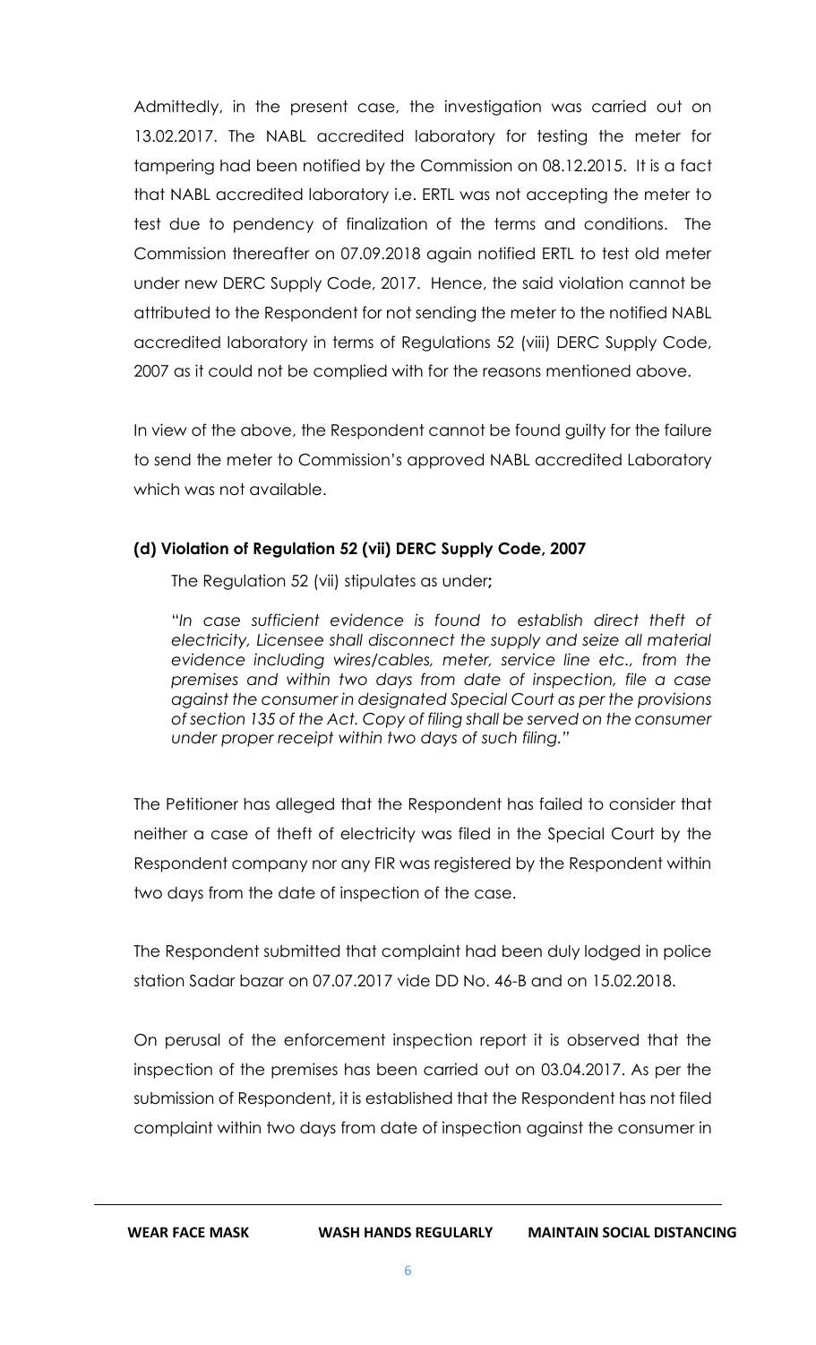Admittedly, in the present case, the investigation was carried out on 13.02.2017. The NABL accredited laboratory for testing the meter for tampering had been notified by the Commission on 08.12.2015. It is a fact that NABL accredited laboratory i.e. ERTL was not accepting the meter to test due to pendency of finalization of the terms and conditions. The Commission thereafter on 07.09.2018 again notified ERTL to test old meter under new DERC Supply Code, 2017. Hence, the said violation cannot be attributed to the Respondent for not sending the meter to the notified NABL accredited laboratory in terms of Regulations 52 (viii) DERC Supply Code, 2007 as it could not be complied with for the reasons mentioned above.

In view of the above, the Respondent cannot be found guilty for the failure to send the meter to Commission's approved NABL accredited Laboratory which was not available.

**(d) Violation of Regulation 52 (vii) DERC Supply Code, 2007**

The Regulation 52 (vii) stipulates as under**;**

"*In case sufficient evidence is found to establish direct theft of electricity, Licensee shall disconnect the supply and seize all material evidence including wires/cables, meter, service line etc., from the premises and within two days from date of inspection, file a case against the consumer in designated Special Court as per the provisions of section 135 of the Act. Copy of filing shall be served on the consumer under proper receipt within two days of such filing."*

The Petitioner has alleged that the Respondent has failed to consider that neither a case of theft of electricity was filed in the Special Court by the Respondent company nor any FIR was registered by the Respondent within two days from the date of inspection of the case.

The Respondent submitted that complaint had been duly lodged in police station Sadar bazar on 07.07.2017 vide DD No. 46-B and on 15.02.2018.

On perusal of the enforcement inspection report it is observed that the inspection of the premises has been carried out on 03.04.2017. As per the submission of Respondent, it is established that the Respondent has not filed complaint within two days from date of inspection against the consumer in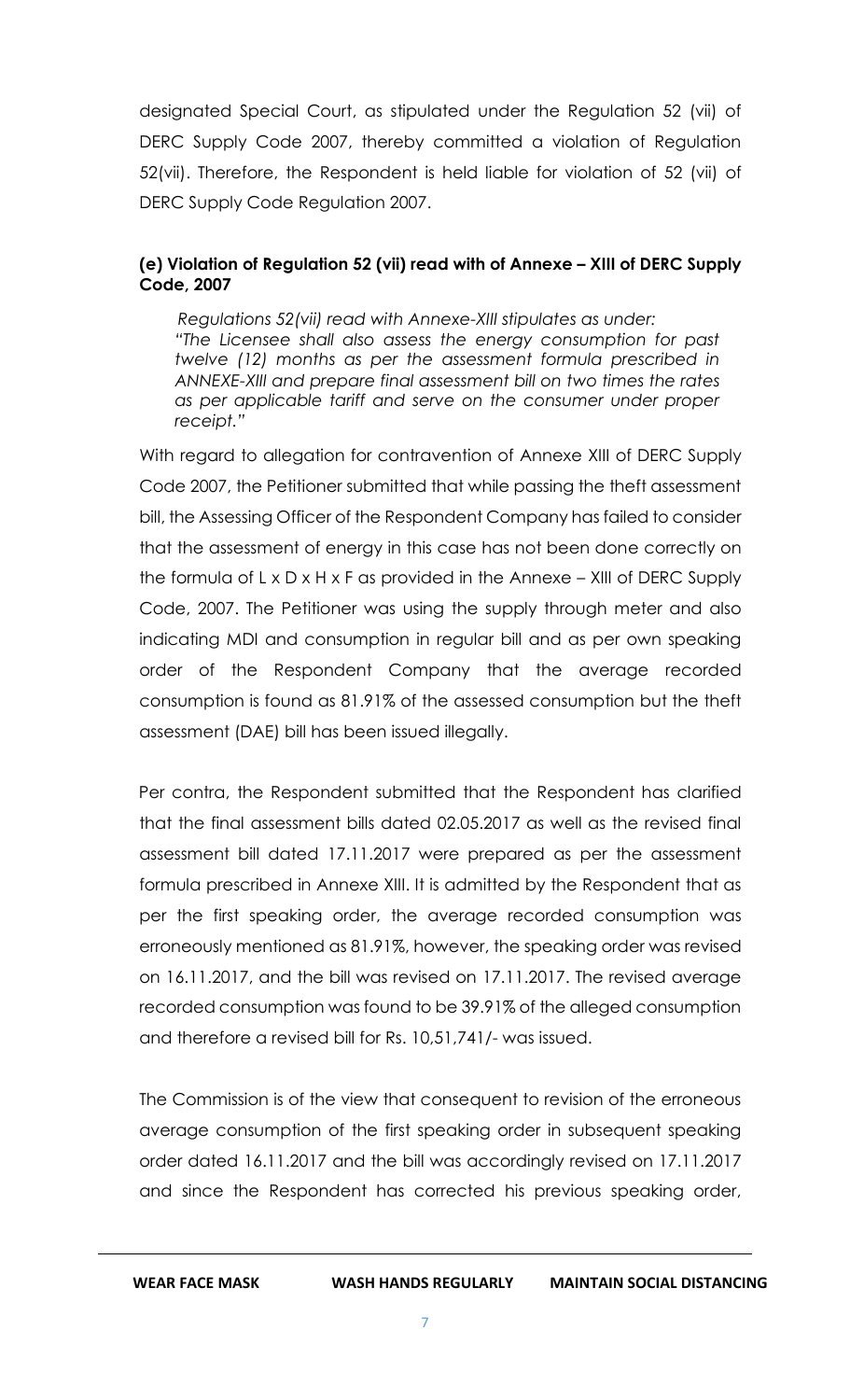designated Special Court, as stipulated under the Regulation 52 (vii) of DERC Supply Code 2007, thereby committed a violation of Regulation 52(vii). Therefore, the Respondent is held liable for violation of 52 (vii) of DERC Supply Code Regulation 2007.

**(e) Violation of Regulation 52 (vii) read with of Annexe – XIII of DERC Supply Code, 2007**

> *Regulations 52(vii) read with Annexe-XIII stipulates as under:*
> *"The Licensee shall also assess the energy consumption for past twelve (12) months as per the assessment formula prescribed in ANNEXE-XIII and prepare final assessment bill on two times the rates as per applicable tariff and serve on the consumer under proper receipt."*

With regard to allegation for contravention of Annexe XIII of DERC Supply Code 2007, the Petitioner submitted that while passing the theft assessment bill, the Assessing Officer of the Respondent Company has failed to consider that the assessment of energy in this case has not been done correctly on the formula of L x D x H x F as provided in the Annexe – XIII of DERC Supply Code, 2007. The Petitioner was using the supply through meter and also indicating MDI and consumption in regular bill and as per own speaking order of the Respondent Company that the average recorded consumption is found as 81.91% of the assessed consumption but the theft assessment (DAE) bill has been issued illegally.

Per contra, the Respondent submitted that the Respondent has clarified that the final assessment bills dated 02.05.2017 as well as the revised final assessment bill dated 17.11.2017 were prepared as per the assessment formula prescribed in Annexe XIII. It is admitted by the Respondent that as per the first speaking order, the average recorded consumption was erroneously mentioned as 81.91%, however, the speaking order was revised on 16.11.2017, and the bill was revised on 17.11.2017. The revised average recorded consumption was found to be 39.91% of the alleged consumption and therefore a revised bill for Rs. 10,51,741/- was issued.

The Commission is of the view that consequent to revision of the erroneous average consumption of the first speaking order in subsequent speaking order dated 16.11.2017 and the bill was accordingly revised on 17.11.2017 and since the Respondent has corrected his previous speaking order,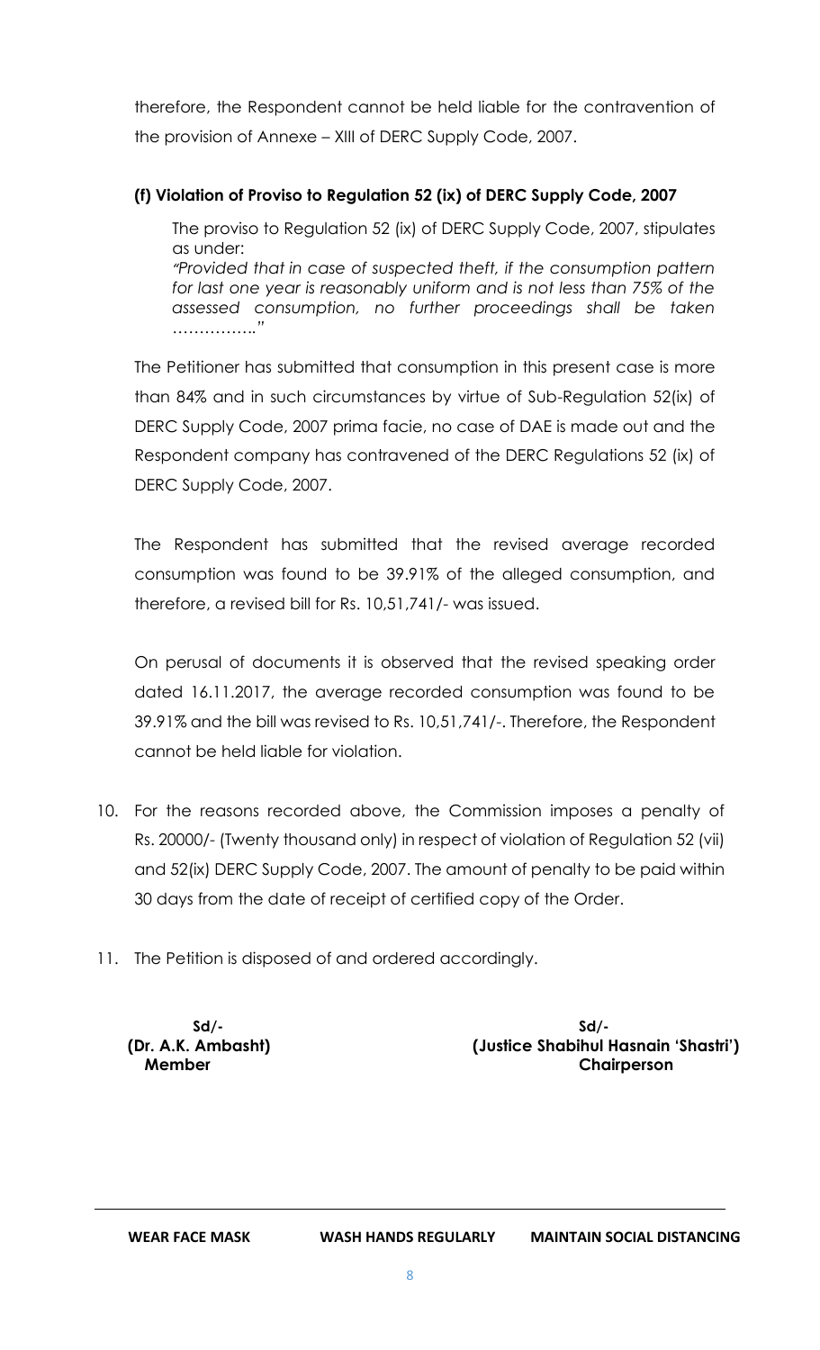therefore, the Respondent cannot be held liable for the contravention of the provision of Annexe – XIII of DERC Supply Code, 2007.

**(f) Violation of Proviso to Regulation 52 (ix) of DERC Supply Code, 2007**

The proviso to Regulation 52 (ix) of DERC Supply Code, 2007, stipulates as under:

*"Provided that in case of suspected theft, if the consumption pattern for last one year is reasonably uniform and is not less than 75% of the assessed consumption, no further proceedings shall be taken ……………."*

The Petitioner has submitted that consumption in this present case is more than 84% and in such circumstances by virtue of Sub-Regulation 52(ix) of DERC Supply Code, 2007 prima facie, no case of DAE is made out and the Respondent company has contravened of the DERC Regulations 52 (ix) of DERC Supply Code, 2007.

The Respondent has submitted that the revised average recorded consumption was found to be 39.91% of the alleged consumption, and therefore, a revised bill for Rs. 10,51,741/- was issued.

On perusal of documents it is observed that the revised speaking order dated 16.11.2017, the average recorded consumption was found to be 39.91% and the bill was revised to Rs. 10,51,741/-. Therefore, the Respondent cannot be held liable for violation.

10. For the reasons recorded above, the Commission imposes a penalty of Rs. 20000/- (Twenty thousand only) in respect of violation of Regulation 52 (vii) and 52(ix) DERC Supply Code, 2007. The amount of penalty to be paid within 30 days from the date of receipt of certified copy of the Order.

11. The Petition is disposed of and ordered accordingly.

| | |
|---|---|
| **Sd/-** | **Sd/-** |
| **(Dr. A.K. Ambasht)** | **(Justice Shabihul Hasnain 'Shastri')** |
| **Member** | **Chairperson** |

**WEAR FACE MASK WASH HANDS REGULARLY MAINTAIN SOCIAL DISTANCING**